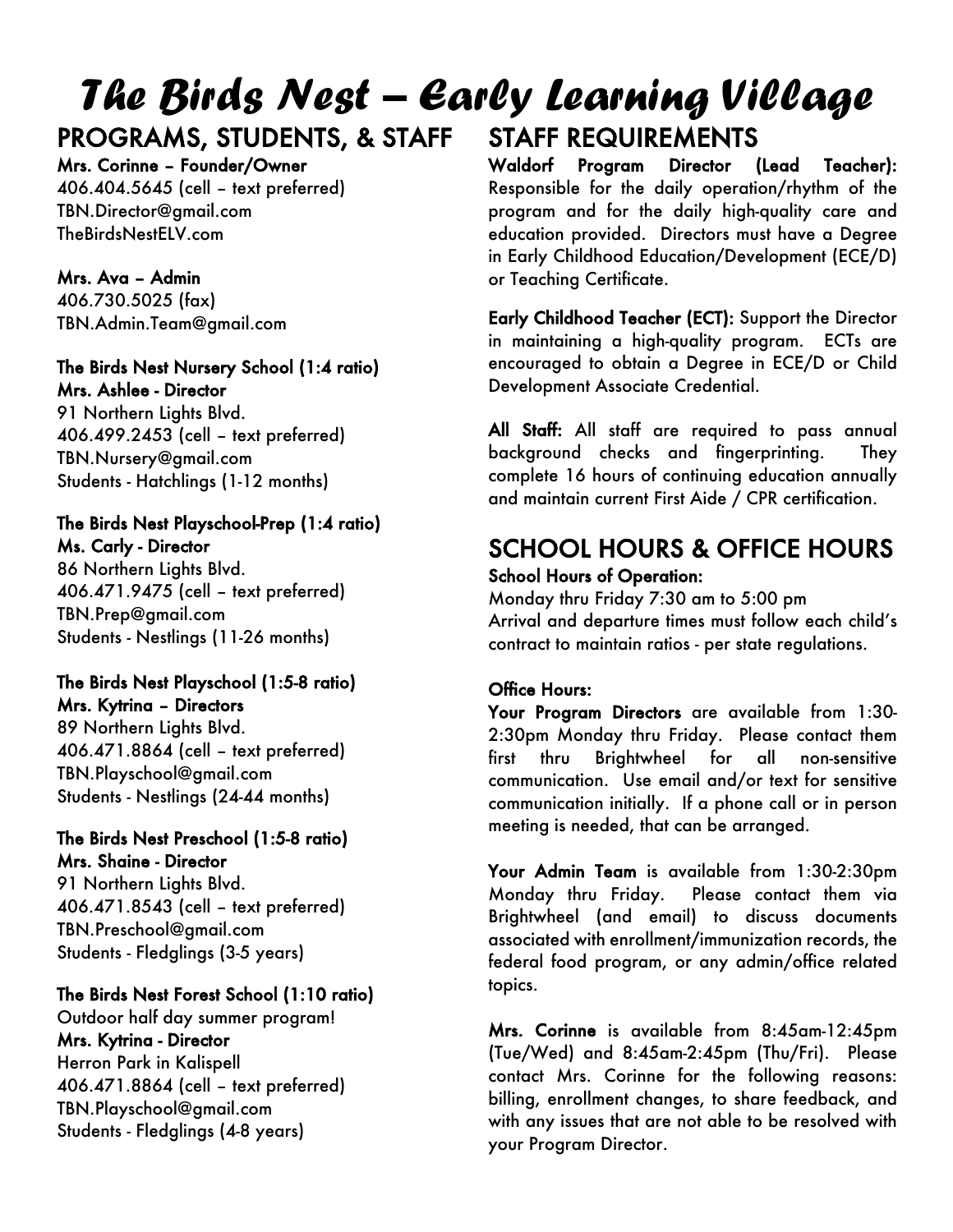# The Birds Nest – Early Learning Village

## PROGRAMS, STUDENTS, & STAFF

**Mrs. Corinne – Founder/Owner**
406.404.5645 (cell – text preferred)
TBN.Director@gmail.com
TheBirdsNestELV.com

**Mrs. Ava – Admin**
406.730.5025 (fax)
TBN.Admin.Team@gmail.com

**The Birds Nest Nursery School (1:4 ratio)**
**Mrs. Ashlee - Director**
91 Northern Lights Blvd.
406.499.2453 (cell – text preferred)
TBN.Nursery@gmail.com
Students - Hatchlings (1-12 months)

**The Birds Nest Playschool-Prep (1:4 ratio)**
**Ms. Carly - Director**
86 Northern Lights Blvd.
406.471.9475 (cell – text preferred)
TBN.Prep@gmail.com
Students - Nestlings (11-26 months)

**The Birds Nest Playschool (1:5-8 ratio)**
**Mrs. Kytrina – Directors**
89 Northern Lights Blvd.
406.471.8864 (cell – text preferred)
TBN.Playschool@gmail.com
Students - Nestlings (24-44 months)

**The Birds Nest Preschool (1:5-8 ratio)**
**Mrs. Shaine - Director**
91 Northern Lights Blvd.
406.471.8543 (cell – text preferred)
TBN.Preschool@gmail.com
Students - Fledglings (3-5 years)

**The Birds Nest Forest School (1:10 ratio)**
Outdoor half day summer program!
**Mrs. Kytrina - Director**
Herron Park in Kalispell
406.471.8864 (cell – text preferred)
TBN.Playschool@gmail.com
Students - Fledglings (4-8 years)

## STAFF REQUIREMENTS

**Waldorf Program Director (Lead Teacher):** Responsible for the daily operation/rhythm of the program and for the daily high-quality care and education provided. Directors must have a Degree in Early Childhood Education/Development (ECE/D) or Teaching Certificate.

**Early Childhood Teacher (ECT):** Support the Director in maintaining a high-quality program. ECTs are encouraged to obtain a Degree in ECE/D or Child Development Associate Credential.

**All Staff:** All staff are required to pass annual background checks and fingerprinting. They complete 16 hours of continuing education annually and maintain current First Aide / CPR certification.

## SCHOOL HOURS & OFFICE HOURS

**School Hours of Operation:**
Monday thru Friday 7:30 am to 5:00 pm
Arrival and departure times must follow each child's contract to maintain ratios - per state regulations.

**Office Hours:**

**Your Program Directors** are available from 1:30-2:30pm Monday thru Friday. Please contact them first thru Brightwheel for all non-sensitive communication. Use email and/or text for sensitive communication initially. If a phone call or in person meeting is needed, that can be arranged.

**Your Admin Team** is available from 1:30-2:30pm Monday thru Friday. Please contact them via Brightwheel (and email) to discuss documents associated with enrollment/immunization records, the federal food program, or any admin/office related topics.

**Mrs. Corinne** is available from 8:45am-12:45pm (Tue/Wed) and 8:45am-2:45pm (Thu/Fri). Please contact Mrs. Corinne for the following reasons: billing, enrollment changes, to share feedback, and with any issues that are not able to be resolved with your Program Director.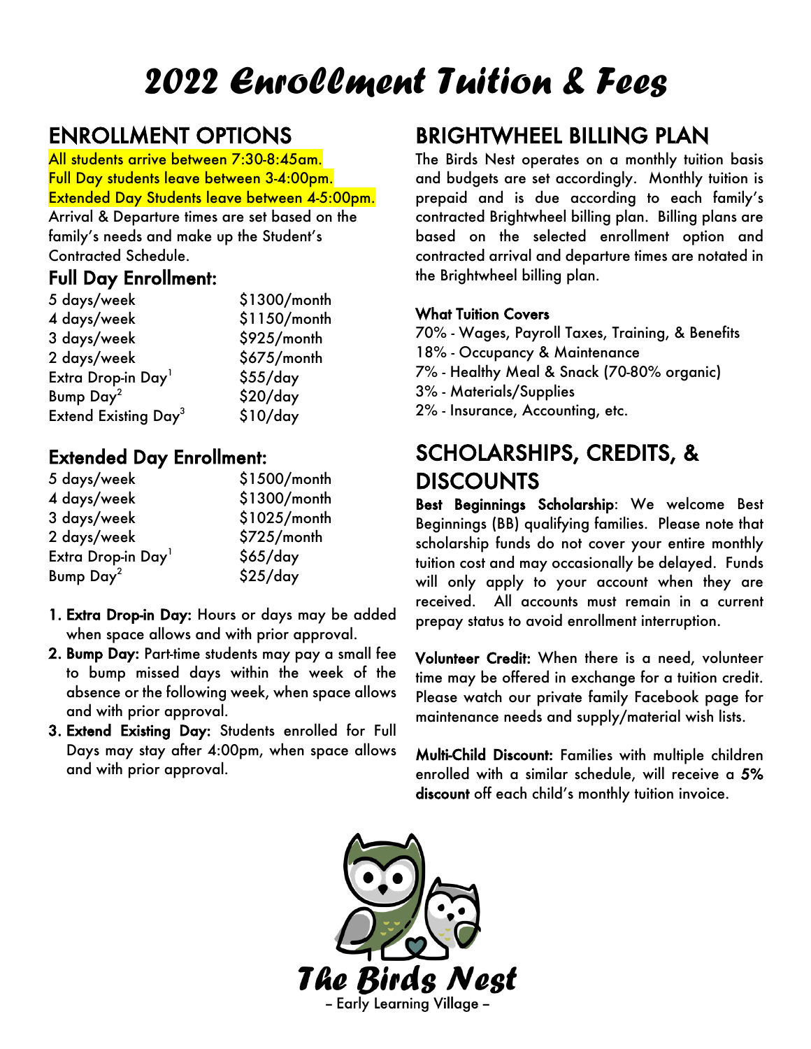# 2022 Enrollment Tuition & Fees

## ENROLLMENT OPTIONS

All students arrive between 7:30-8:45am.
Full Day students leave between 3-4:00pm.
Extended Day Students leave between 4-5:00pm.

Arrival & Departure times are set based on the family's needs and make up the Student's Contracted Schedule.

### Full Day Enrollment:

| | |
|---|---|
| 5 days/week | $1300/month |
| 4 days/week | $1150/month |
| 3 days/week | $925/month |
| 2 days/week | $675/month |
| Extra Drop-in Day[1] | $55/day |
| Bump Day[2] | $20/day |
| Extend Existing Day[3] | $10/day |

### Extended Day Enrollment:

| | |
|---|---|
| 5 days/week | $1500/month |
| 4 days/week | $1300/month |
| 3 days/week | $1025/month |
| 2 days/week | $725/month |
| Extra Drop-in Day[1] | $65/day |
| Bump Day[2] | $25/day |

1. **Extra Drop-in Day:** Hours or days may be added when space allows and with prior approval.
2. **Bump Day:** Part-time students may pay a small fee to bump missed days within the week of the absence or the following week, when space allows and with prior approval.
3. **Extend Existing Day:** Students enrolled for Full Days may stay after 4:00pm, when space allows and with prior approval.

## BRIGHTWHEEL BILLING PLAN

The Birds Nest operates on a monthly tuition basis and budgets are set accordingly. Monthly tuition is prepaid and is due according to each family's contracted Brightwheel billing plan. Billing plans are based on the selected enrollment option and contracted arrival and departure times are notated in the Brightwheel billing plan.

**What Tuition Covers**

70% - Wages, Payroll Taxes, Training, & Benefits
18% - Occupancy & Maintenance
7% - Healthy Meal & Snack (70-80% organic)
3% - Materials/Supplies
2% - Insurance, Accounting, etc.

## SCHOLARSHIPS, CREDITS, & DISCOUNTS

**Best Beginnings Scholarship**: We welcome Best Beginnings (BB) qualifying families. Please note that scholarship funds do not cover your entire monthly tuition cost and may occasionally be delayed. Funds will only apply to your account when they are received. All accounts must remain in a current prepay status to avoid enrollment interruption.

**Volunteer Credit:** When there is a need, volunteer time may be offered in exchange for a tuition credit. Please watch our private family Facebook page for maintenance needs and supply/material wish lists.

**Multi-Child Discount:** Families with multiple children enrolled with a similar schedule, will receive a **5% discount** off each child's monthly tuition invoice.

The Birds Nest
– Early Learning Village –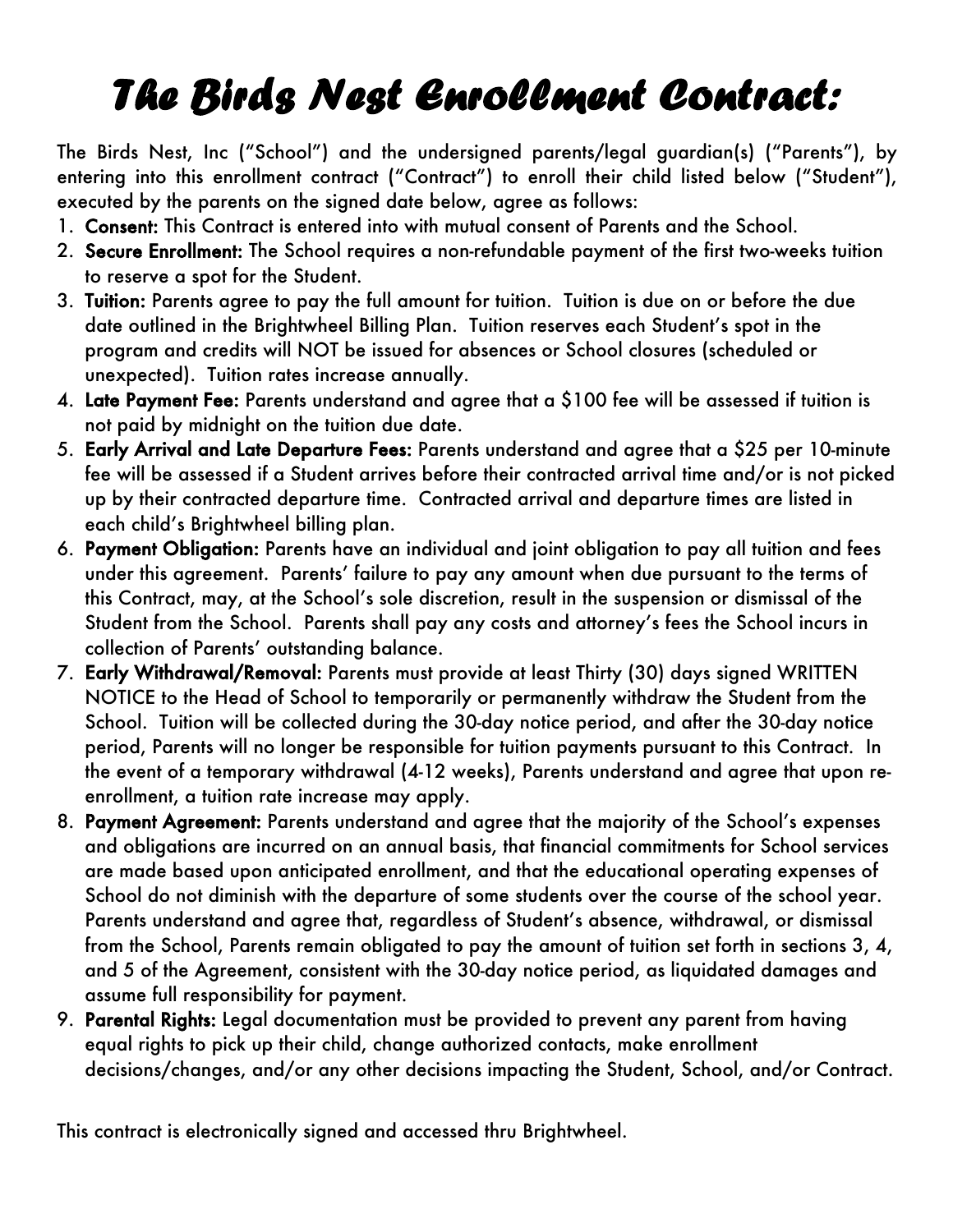# The Birds Nest Enrollment Contract:

The Birds Nest, Inc ("School") and the undersigned parents/legal guardian(s) ("Parents"), by entering into this enrollment contract ("Contract") to enroll their child listed below ("Student"), executed by the parents on the signed date below, agree as follows:

1. **Consent:** This Contract is entered into with mutual consent of Parents and the School.
2. **Secure Enrollment:** The School requires a non-refundable payment of the first two-weeks tuition to reserve a spot for the Student.
3. **Tuition:** Parents agree to pay the full amount for tuition. Tuition is due on or before the due date outlined in the Brightwheel Billing Plan. Tuition reserves each Student's spot in the program and credits will NOT be issued for absences or School closures (scheduled or unexpected). Tuition rates increase annually.
4. **Late Payment Fee:** Parents understand and agree that a $100 fee will be assessed if tuition is not paid by midnight on the tuition due date.
5. **Early Arrival and Late Departure Fees:** Parents understand and agree that a $25 per 10-minute fee will be assessed if a Student arrives before their contracted arrival time and/or is not picked up by their contracted departure time. Contracted arrival and departure times are listed in each child's Brightwheel billing plan.
6. **Payment Obligation:** Parents have an individual and joint obligation to pay all tuition and fees under this agreement. Parents' failure to pay any amount when due pursuant to the terms of this Contract, may, at the School's sole discretion, result in the suspension or dismissal of the Student from the School. Parents shall pay any costs and attorney's fees the School incurs in collection of Parents' outstanding balance.
7. **Early Withdrawal/Removal:** Parents must provide at least Thirty (30) days signed WRITTEN NOTICE to the Head of School to temporarily or permanently withdraw the Student from the School. Tuition will be collected during the 30-day notice period, and after the 30-day notice period, Parents will no longer be responsible for tuition payments pursuant to this Contract. In the event of a temporary withdrawal (4-12 weeks), Parents understand and agree that upon re-enrollment, a tuition rate increase may apply.
8. **Payment Agreement:** Parents understand and agree that the majority of the School's expenses and obligations are incurred on an annual basis, that financial commitments for School services are made based upon anticipated enrollment, and that the educational operating expenses of School do not diminish with the departure of some students over the course of the school year. Parents understand and agree that, regardless of Student's absence, withdrawal, or dismissal from the School, Parents remain obligated to pay the amount of tuition set forth in sections 3, 4, and 5 of the Agreement, consistent with the 30-day notice period, as liquidated damages and assume full responsibility for payment.
9. **Parental Rights:** Legal documentation must be provided to prevent any parent from having equal rights to pick up their child, change authorized contacts, make enrollment decisions/changes, and/or any other decisions impacting the Student, School, and/or Contract.

This contract is electronically signed and accessed thru Brightwheel.